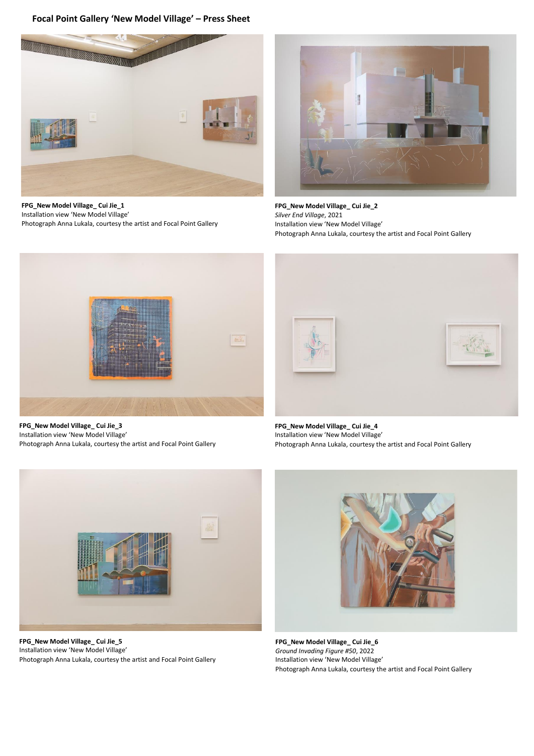## Focal Point Gallery 'New Model Village' – Press Sheet

**FPG_New Model Village_ Cui Jie_1**
Installation view 'New Model Village'
Photograph Anna Lukala, courtesy the artist and Focal Point Gallery

**FPG_New Model Village_ Cui Jie_2**
*Silver End Village*, 2021
Installation view 'New Model Village'
Photograph Anna Lukala, courtesy the artist and Focal Point Gallery

**FPG_New Model Village_ Cui Jie_3**
Installation view 'New Model Village'
Photograph Anna Lukala, courtesy the artist and Focal Point Gallery

**FPG_New Model Village_ Cui Jie_4**
Installation view 'New Model Village'
Photograph Anna Lukala, courtesy the artist and Focal Point Gallery

**FPG_New Model Village_ Cui Jie_5**
Installation view 'New Model Village'
Photograph Anna Lukala, courtesy the artist and Focal Point Gallery

**FPG_New Model Village_ Cui Jie_6**
*Ground Invading Figure #50*, 2022
Installation view 'New Model Village'
Photograph Anna Lukala, courtesy the artist and Focal Point Gallery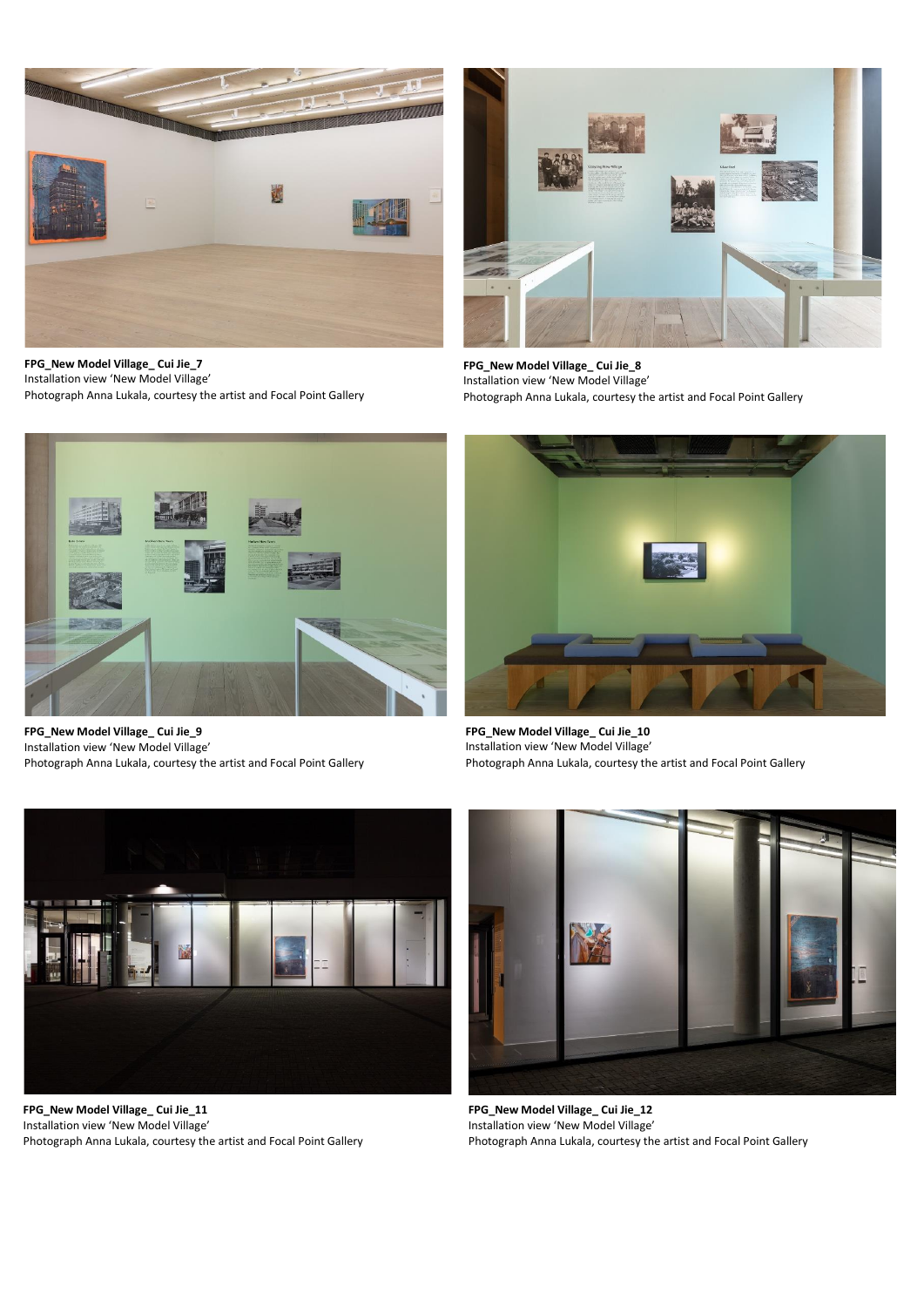**FPG_New Model Village_ Cui Jie_7**
Installation view 'New Model Village'
Photograph Anna Lukala, courtesy the artist and Focal Point Gallery

**FPG_New Model Village_ Cui Jie_8**
Installation view 'New Model Village'
Photograph Anna Lukala, courtesy the artist and Focal Point Gallery

**FPG_New Model Village_ Cui Jie_9**
Installation view 'New Model Village'
Photograph Anna Lukala, courtesy the artist and Focal Point Gallery

**FPG_New Model Village_ Cui Jie_10**
Installation view 'New Model Village'
Photograph Anna Lukala, courtesy the artist and Focal Point Gallery

**FPG_New Model Village_ Cui Jie_11**
Installation view 'New Model Village'
Photograph Anna Lukala, courtesy the artist and Focal Point Gallery

**FPG_New Model Village_ Cui Jie_12**
Installation view 'New Model Village'
Photograph Anna Lukala, courtesy the artist and Focal Point Gallery